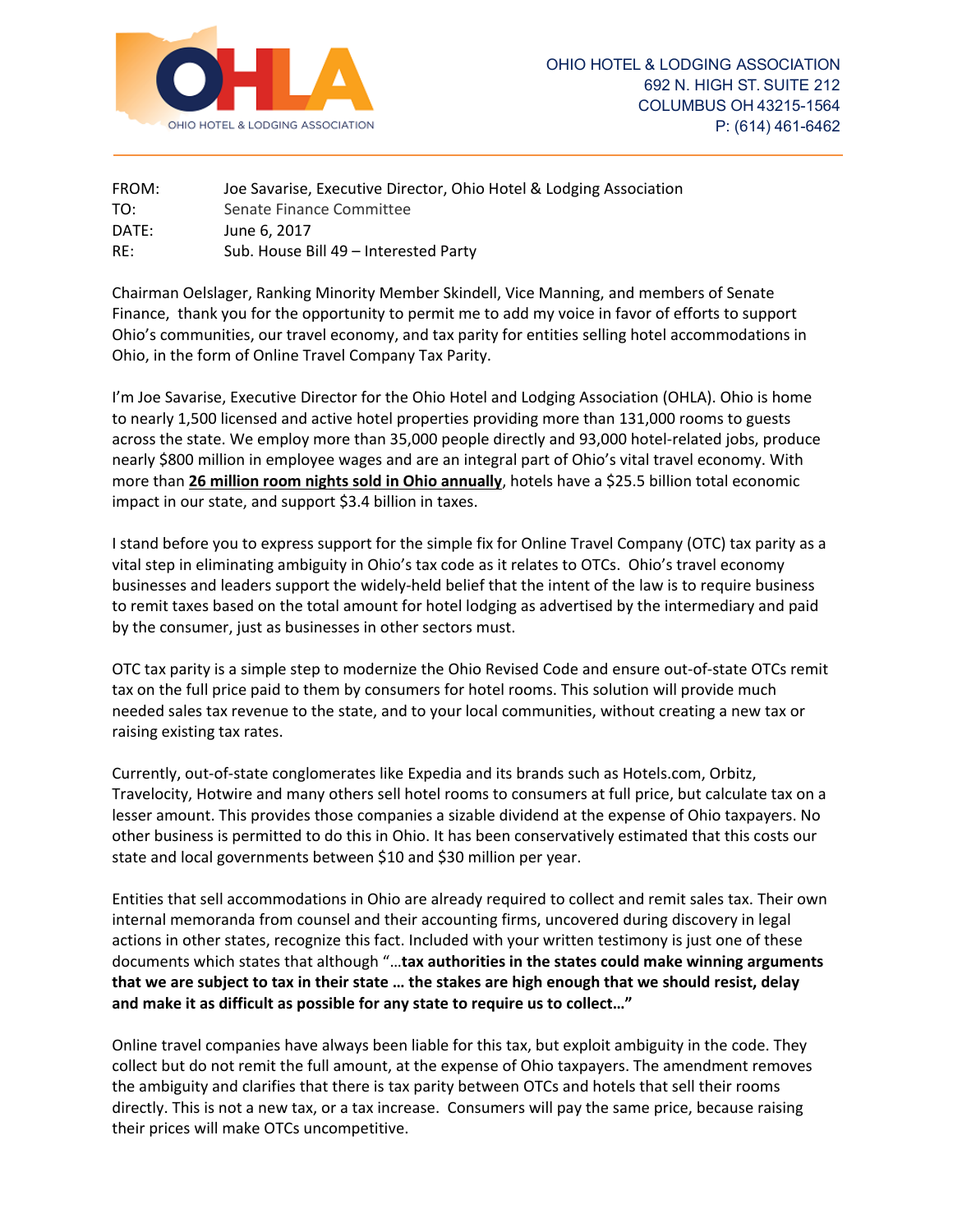OHIO HOTEL & LODGING ASSOCIATION
692 N. HIGH ST. SUITE 212
COLUMBUS OH 43215-1564
P: (614) 461-6462

FROM: Joe Savarise, Executive Director, Ohio Hotel & Lodging Association
TO: Senate Finance Committee
DATE: June 6, 2017
RE: Sub. House Bill 49 – Interested Party

Chairman Oelslager, Ranking Minority Member Skindell, Vice Manning, and members of Senate Finance, thank you for the opportunity to permit me to add my voice in favor of efforts to support Ohio's communities, our travel economy, and tax parity for entities selling hotel accommodations in Ohio, in the form of Online Travel Company Tax Parity.

I'm Joe Savarise, Executive Director for the Ohio Hotel and Lodging Association (OHLA). Ohio is home to nearly 1,500 licensed and active hotel properties providing more than 131,000 rooms to guests across the state. We employ more than 35,000 people directly and 93,000 hotel-related jobs, produce nearly $800 million in employee wages and are an integral part of Ohio's vital travel economy. With more than **26 million room nights sold in Ohio annually**, hotels have a $25.5 billion total economic impact in our state, and support $3.4 billion in taxes.

I stand before you to express support for the simple fix for Online Travel Company (OTC) tax parity as a vital step in eliminating ambiguity in Ohio's tax code as it relates to OTCs. Ohio's travel economy businesses and leaders support the widely-held belief that the intent of the law is to require business to remit taxes based on the total amount for hotel lodging as advertised by the intermediary and paid by the consumer, just as businesses in other sectors must.

OTC tax parity is a simple step to modernize the Ohio Revised Code and ensure out-of-state OTCs remit tax on the full price paid to them by consumers for hotel rooms. This solution will provide much needed sales tax revenue to the state, and to your local communities, without creating a new tax or raising existing tax rates.

Currently, out-of-state conglomerates like Expedia and its brands such as Hotels.com, Orbitz, Travelocity, Hotwire and many others sell hotel rooms to consumers at full price, but calculate tax on a lesser amount. This provides those companies a sizable dividend at the expense of Ohio taxpayers. No other business is permitted to do this in Ohio. It has been conservatively estimated that this costs our state and local governments between $10 and $30 million per year.

Entities that sell accommodations in Ohio are already required to collect and remit sales tax. Their own internal memoranda from counsel and their accounting firms, uncovered during discovery in legal actions in other states, recognize this fact. Included with your written testimony is just one of these documents which states that although "…**tax authorities in the states could make winning arguments that we are subject to tax in their state … the stakes are high enough that we should resist, delay and make it as difficult as possible for any state to require us to collect…"**

Online travel companies have always been liable for this tax, but exploit ambiguity in the code. They collect but do not remit the full amount, at the expense of Ohio taxpayers. The amendment removes the ambiguity and clarifies that there is tax parity between OTCs and hotels that sell their rooms directly. This is not a new tax, or a tax increase. Consumers will pay the same price, because raising their prices will make OTCs uncompetitive.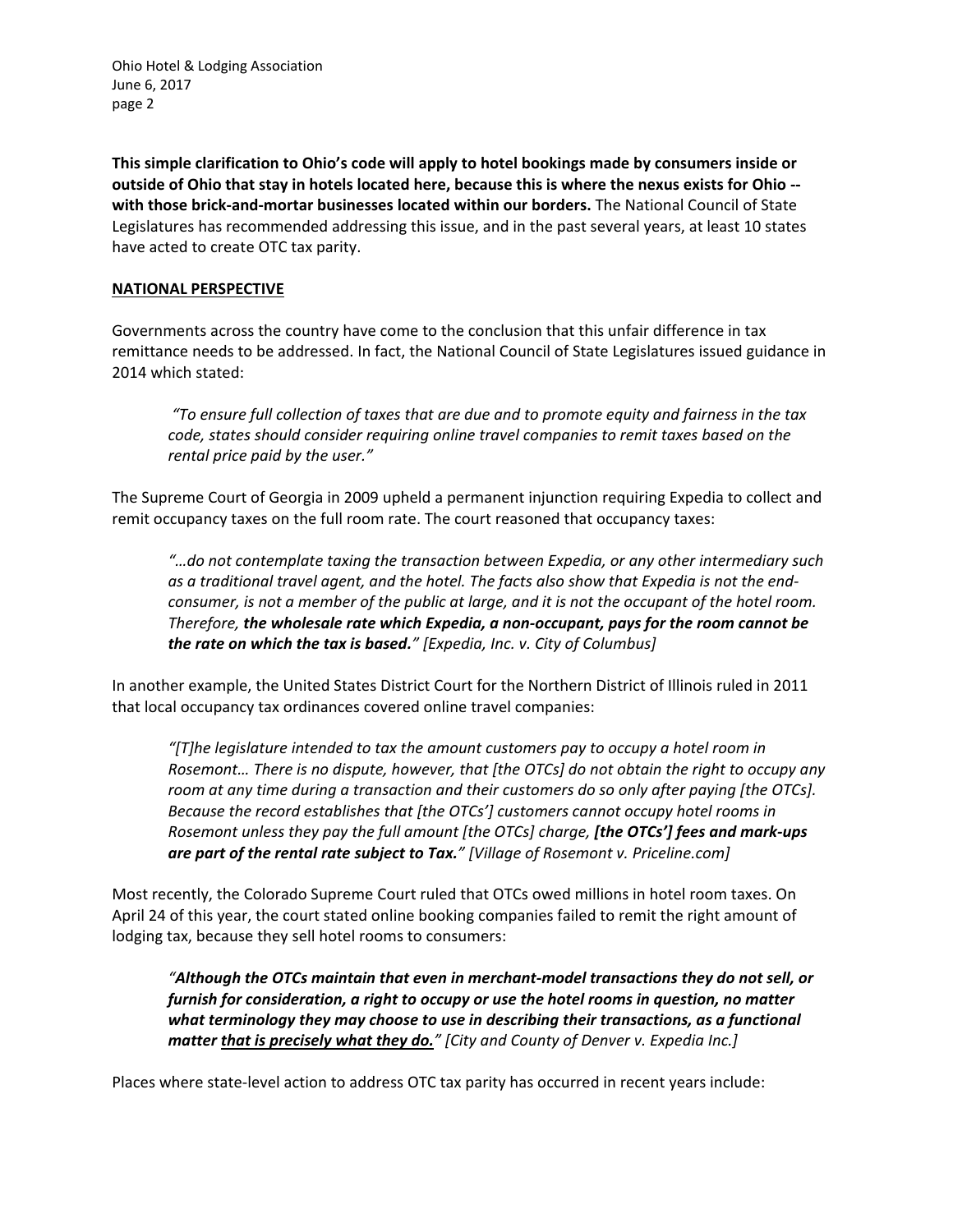**This simple clarification to Ohio's code will apply to hotel bookings made by consumers inside or outside of Ohio that stay in hotels located here, because this is where the nexus exists for Ohio -- with those brick-and-mortar businesses located within our borders.** The National Council of State Legislatures has recommended addressing this issue, and in the past several years, at least 10 states have acted to create OTC tax parity.

## NATIONAL PERSPECTIVE

Governments across the country have come to the conclusion that this unfair difference in tax remittance needs to be addressed. In fact, the National Council of State Legislatures issued guidance in 2014 which stated:

> *"To ensure full collection of taxes that are due and to promote equity and fairness in the tax code, states should consider requiring online travel companies to remit taxes based on the rental price paid by the user."*

The Supreme Court of Georgia in 2009 upheld a permanent injunction requiring Expedia to collect and remit occupancy taxes on the full room rate. The court reasoned that occupancy taxes:

> *"…do not contemplate taxing the transaction between Expedia, or any other intermediary such as a traditional travel agent, and the hotel. The facts also show that Expedia is not the end-consumer, is not a member of the public at large, and it is not the occupant of the hotel room. Therefore,* ***the wholesale rate which Expedia, a non-occupant, pays for the room cannot be the rate on which the tax is based.****" [Expedia, Inc. v. City of Columbus]*

In another example, the United States District Court for the Northern District of Illinois ruled in 2011 that local occupancy tax ordinances covered online travel companies:

> *"[T]he legislature intended to tax the amount customers pay to occupy a hotel room in Rosemont… There is no dispute, however, that [the OTCs] do not obtain the right to occupy any room at any time during a transaction and their customers do so only after paying [the OTCs]. Because the record establishes that [the OTCs'] customers cannot occupy hotel rooms in Rosemont unless they pay the full amount [the OTCs] charge,* ***[the OTCs'] fees and mark-ups are part of the rental rate subject to Tax.****" [Village of Rosemont v. Priceline.com]*

Most recently, the Colorado Supreme Court ruled that OTCs owed millions in hotel room taxes. On April 24 of this year, the court stated online booking companies failed to remit the right amount of lodging tax, because they sell hotel rooms to consumers:

> *"****Although the OTCs maintain that even in merchant-model transactions they do not sell, or furnish for consideration, a right to occupy or use the hotel rooms in question, no matter what terminology they may choose to use in describing their transactions, as a functional matter <u>that is precisely what they do.</u>****" [City and County of Denver v. Expedia Inc.]*

Places where state-level action to address OTC tax parity has occurred in recent years include: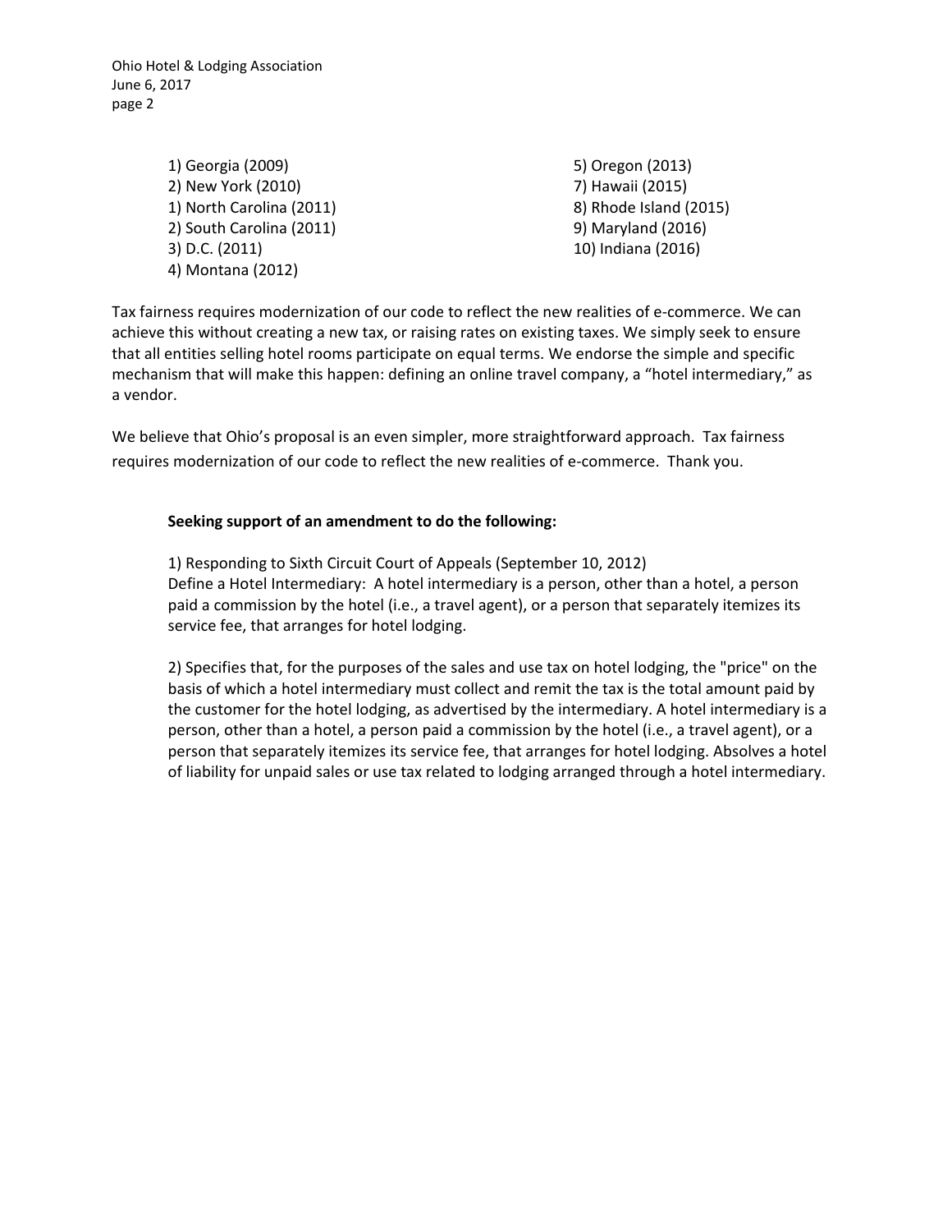1) Georgia (2009)
2) New York (2010)
1) North Carolina (2011)
2) South Carolina (2011)
3) D.C. (2011)
4) Montana (2012)
5) Oregon (2013)
7) Hawaii (2015)
8) Rhode Island (2015)
9) Maryland (2016)
10) Indiana (2016)

Tax fairness requires modernization of our code to reflect the new realities of e-commerce. We can achieve this without creating a new tax, or raising rates on existing taxes. We simply seek to ensure that all entities selling hotel rooms participate on equal terms. We endorse the simple and specific mechanism that will make this happen: defining an online travel company, a "hotel intermediary," as a vendor.

We believe that Ohio's proposal is an even simpler, more straightforward approach. Tax fairness requires modernization of our code to reflect the new realities of e-commerce. Thank you.

**Seeking support of an amendment to do the following:**

1) Responding to Sixth Circuit Court of Appeals (September 10, 2012)
Define a Hotel Intermediary: A hotel intermediary is a person, other than a hotel, a person paid a commission by the hotel (i.e., a travel agent), or a person that separately itemizes its service fee, that arranges for hotel lodging.

2) Specifies that, for the purposes of the sales and use tax on hotel lodging, the "price" on the basis of which a hotel intermediary must collect and remit the tax is the total amount paid by the customer for the hotel lodging, as advertised by the intermediary. A hotel intermediary is a person, other than a hotel, a person paid a commission by the hotel (i.e., a travel agent), or a person that separately itemizes its service fee, that arranges for hotel lodging. Absolves a hotel of liability for unpaid sales or use tax related to lodging arranged through a hotel intermediary.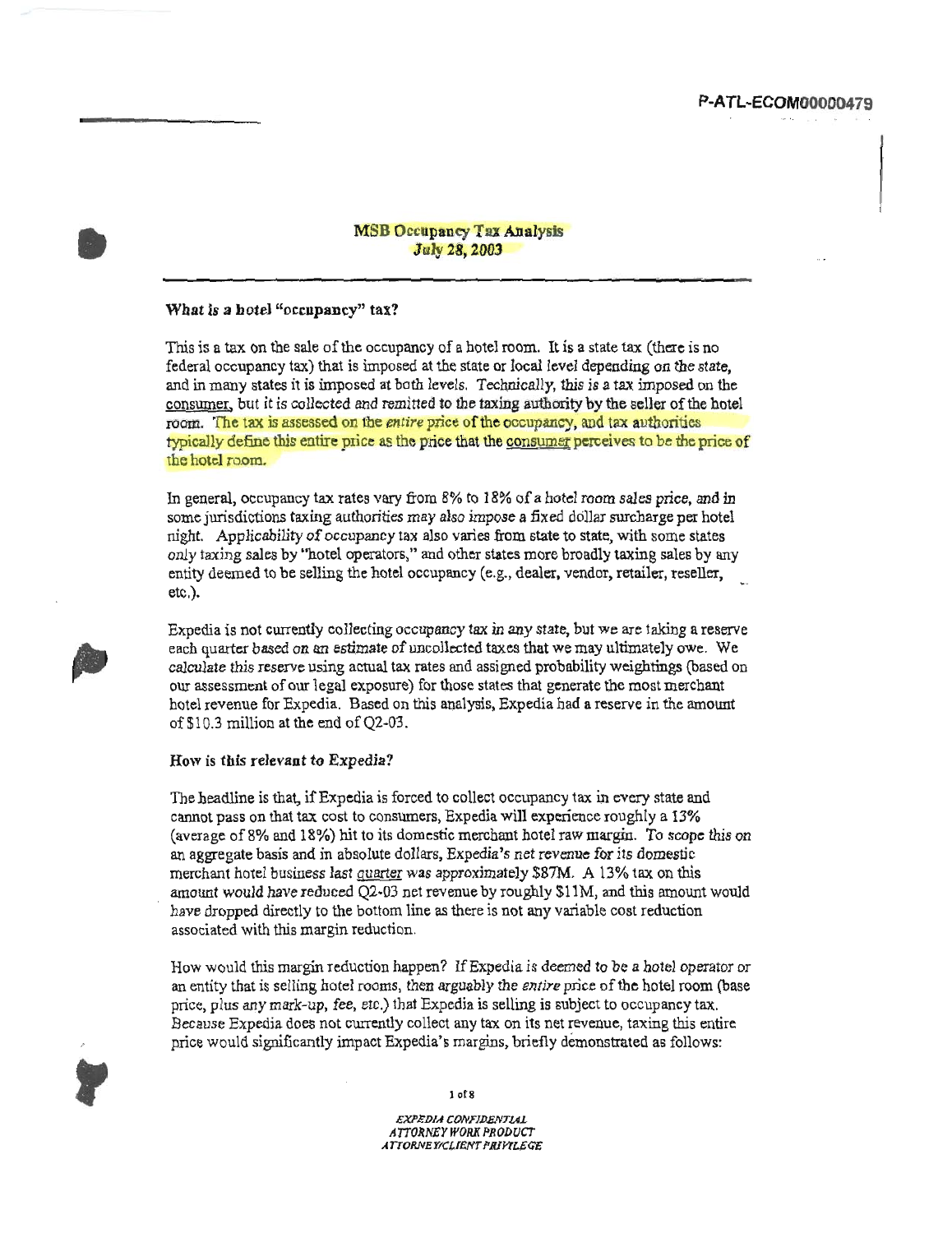P-ATL-ECOM00000479

## MSB Occupancy Tax Analysis
## July 28, 2003

### What is a hotel "occupancy" tax?

This is a tax on the sale of the occupancy of a hotel room. It is a state tax (there is no federal occupancy tax) that is imposed at the state or local level depending on the state, and in many states it is imposed at both levels. Technically, this is a tax imposed on the consumer, but it is collected and remitted to the taxing authority by the seller of the hotel room. The tax is assessed on the *entire* price of the occupancy, and tax authorities typically define this entire price as the price that the consumer perceives to be the price of the hotel room.

In general, occupancy tax rates vary from 8% to 18% of a hotel room sales price, and in some jurisdictions taxing authorities may also impose a fixed dollar surcharge per hotel night. Applicability of occupancy tax also varies from state to state, with some states *only* taxing sales by "hotel operators," and other states more broadly taxing sales by any entity deemed to be selling the hotel occupancy (e.g., dealer, vendor, retailer, reseller, etc.).

Expedia is not currently collecting occupancy tax in any state, but we are taking a reserve each quarter based on an estimate of uncollected taxes that we may ultimately owe. We calculate this reserve using actual tax rates and assigned probability weightings (based on our assessment of our legal exposure) for those states that generate the most merchant hotel revenue for Expedia. Based on this analysis, Expedia had a reserve in the amount of $10.3 million at the end of Q2-03.

### How is this relevant to Expedia?

The headline is that, if Expedia is forced to collect occupancy tax in every state and cannot pass on that tax cost to consumers, Expedia will experience roughly a 13% (average of 8% and 18%) hit to its domestic merchant hotel raw margin. To scope this on an aggregate basis and in absolute dollars, Expedia's net revenue for its domestic merchant hotel business last quarter was approximately $87M. A 13% tax on this amount would have reduced Q2-03 net revenue by roughly $11M, and this amount would have dropped directly to the bottom line as there is not any variable cost reduction associated with this margin reduction.

How would this margin reduction happen? If Expedia is deemed to be a hotel operator or an entity that is selling hotel rooms, then arguably the *entire* price of the hotel room (base price, plus any mark-up, fee, etc.) that Expedia is selling is subject to occupancy tax. Because Expedia does not currently collect any tax on its net revenue, taxing this entire price would significantly impact Expedia's margins, briefly demonstrated as follows:

*EXPEDIA CONFIDENTIAL*
*ATTORNEY WORK PRODUCT*
*ATTORNEY/CLIENT PRIVILEGE*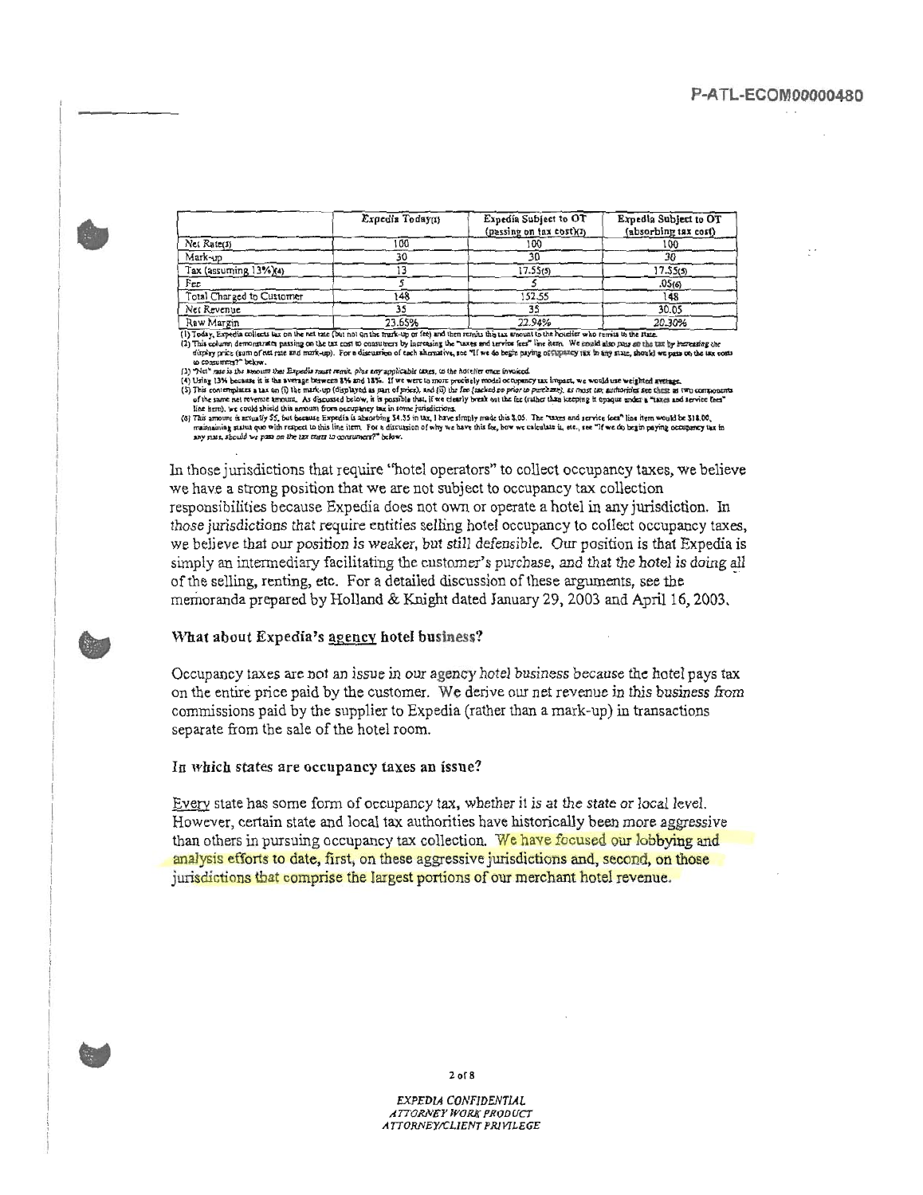|  | Expedia Today(1) | Expedia Subject to OT (passing on tax cost)(2) | Expedia Subject to OT (absorbing tax cost) |
| --- | --- | --- | --- |
| Net Rate(3) | 100 | 100 | 100 |
| Mark-up | 30 | 30 | 30 |
| Tax (assuming 13%)(4) | 13 | 17.55(5) | 17.55(5) |
| Fee | 5 | 5 | .05(6) |
| Total Charged to Customer | 148 | 152.55 | 148 |
| Net Revenue | 35 | 35 | 30.05 |
| Raw Margin | 23.65% | 22.94% | 20.30% |

(1) Today, Expedia collects tax on the net rate (but not on the mark-up or fee) and then remits this tax amount to the hotelier who remits to the State.
(2) This column demonstrates passing on the tax cost to consumers by increasing the "taxes and service fees" line item. We could also pass on the tax by *increasing the* display price (sum of net rate and mark-up). For a discussion of each alternative, see "If we do begin paying occupancy tax in any state, should we pass on the tax costs to consumers?" below.
(3) "Net" *rate is the amount that Expedia must remit, plus any applicable taxes, to the hotelier once invoiced.*
(4) Using 13% because it is the average between 8% and 18%. If we were to more precisely model occupancy tax impact, we would use weighted average.
(5) This contemplates a tax on (i) the mark-up (displayed as part of price), and (ii) the fee (*tacked on prior to purchase*), *as most tax authorities* see these as two components of the same net revenue amount. As discussed below, it is possible that, if we clearly break out the fee (rather than keeping it opaque under a "taxes and service fees" line item), we could shield this amount from occupancy tax in some jurisdictions.
(6) This amount is actually $5, but because Expedia is absorbing $4.55 in tax, I have simply made this $.05. The "taxes and service fees" line item would be $18.00, maintaining status quo with respect to this line item. For a discussion of why we have this fee, how we calculate it, etc., see "If we do begin paying occupancy tax in any state, should we pass on the tax costs to consumers?" below.

In those jurisdictions that require "hotel operators" to collect occupancy taxes, we believe we have a strong position that we are not subject to occupancy tax collection responsibilities because Expedia does not own or operate a hotel in any jurisdiction. In those jurisdictions that require entities selling hotel occupancy to collect occupancy taxes, we believe that our position is weaker, but still defensible. Our position is that Expedia is simply an intermediary facilitating the customer's purchase, and that the hotel is doing all of the selling, renting, etc. For a detailed discussion of these arguments, see the memoranda prepared by Holland & Knight dated January 29, 2003 and April 16, 2003.

### What about Expedia's agency hotel business?

Occupancy taxes are not an issue in our agency hotel business because the hotel pays tax on the entire price paid by the customer. We derive our net revenue in this business from commissions paid by the supplier to Expedia (rather than a mark-up) in transactions separate from the sale of the hotel room.

### In which states are occupancy taxes an issue?

Every state has some form of occupancy tax, whether it is at the state or local level. However, certain state and local tax authorities have historically been more aggressive than others in pursuing occupancy tax collection. We have focused our lobbying and analysis efforts to date, first, on these aggressive jurisdictions and, second, on those jurisdictions that comprise the largest portions of our merchant hotel revenue.

*EXPEDIA CONFIDENTIAL*
*ATTORNEY WORK PRODUCT*
*ATTORNEY/CLIENT PRIVILEGE*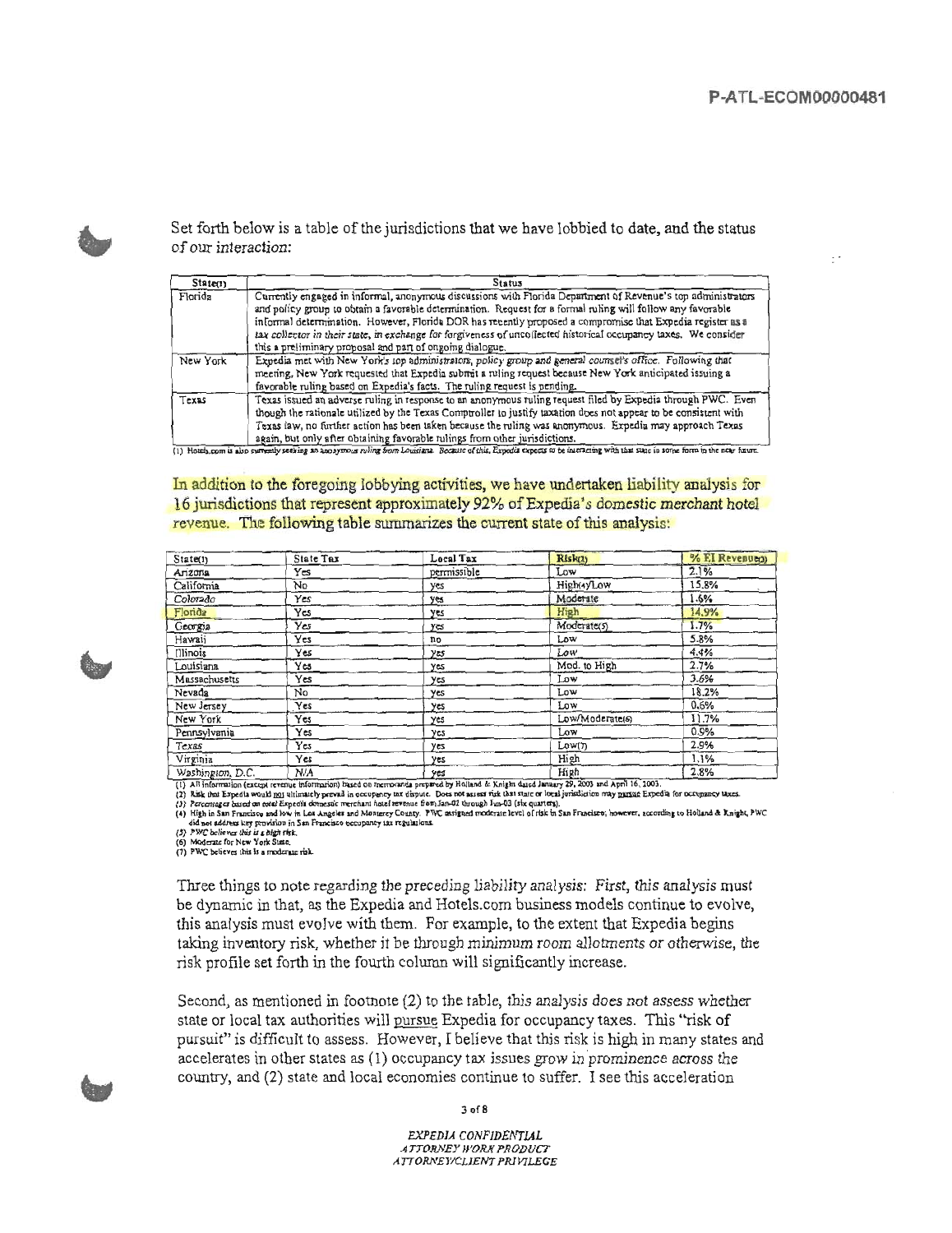Set forth below is a table of the jurisdictions that we have lobbied to date, and the status of our interaction:

| State(1) | Status |
|---|---|
| Florida | Currently engaged in informal, anonymous discussions with Florida Department of Revenue's top administrators and policy group to obtain a favorable determination. Request for a formal ruling will follow any favorable informal determination. However, Florida DOR has recently proposed a compromise that Expedia register as a tax collector in their state, in exchange for forgiveness of uncollected historical occupancy taxes. We consider this a preliminary proposal and part of ongoing dialogue. |
| New York | Expedia met with New York's top administrators, policy group and general counsel's office. Following that meeting, New York requested that Expedia submit a ruling request because New York anticipated issuing a favorable ruling based on Expedia's facts. The ruling request is pending. |
| Texas | Texas issued an adverse ruling in response to an anonymous ruling request filed by Expedia through PWC. Even though the rationale utilized by the Texas Comptroller to justify taxation does not appear to be consistent with Texas law, no further action has been taken because the ruling was anonymous. Expedia may approach Texas again, but only after obtaining favorable rulings from other jurisdictions. |

(1) Hotels.com is also currently seeking an anonymous ruling from Louisiana. Because of this, Expedia expects to be interacting with that state in some form in the near future.

In addition to the foregoing lobbying activities, we have undertaken liability analysis for 16 jurisdictions that represent approximately 92% of Expedia's domestic merchant hotel revenue. The following table summarizes the current state of this analysis:

| State(1) | State Tax | Local Tax | Risk(2) | % EI Revenue(3) |
|---|---|---|---|---|
| Arizona | Yes | permissible | Low | 2.1% |
| California | No | yes | High(4)/Low | 15.8% |
| Colorado | Yes | yes | Moderate | 1.6% |
| Florida | Yes | yes | High | 14.9% |
| Georgia | Yes | yes | Moderate(5) | 1.7% |
| Hawaii | Yes | no | Low | 5.8% |
| Illinois | Yes | yes | Low | 4.4% |
| Louisiana | Yes | yes | Mod. to High | 2.7% |
| Massachusetts | Yes | yes | Low | 3.6% |
| Nevada | No | yes | Low | 18.2% |
| New Jersey | Yes | yes | Low | 0.6% |
| New York | Yes | yes | Low/Moderate(6) | 11.7% |
| Pennsylvania | Yes | yes | Low | 0.9% |
| Texas | Yes | yes | Low(7) | 2.9% |
| Virginia | Yes | yes | High | 1.1% |
| Washington, D.C. | N/A | yes | High | 2.8% |

(1) All information (except revenue information) based on memoranda prepared by Holland & Knight dated January 29, 2003 and April 16, 2003.
(2) Risk that Expedia would not ultimately prevail in occupancy tax dispute. Does not assess risk that state or local jurisdiction may pursue Expedia for occupancy taxes.
(3) Percentages based on total Expedia domestic merchant hotel revenue from Jan-02 through Jun-03 (six quarters).
(4) High in San Francisco and low in Los Angeles and Monterey County. PWC assigned moderate level of risk in San Francisco; however, according to Holland & Knight, PWC did not address key provision in San Francisco occupancy tax regulations.
(5) PWC believes this is a high risk.
(6) Moderate for New York State.
(7) PWC believes this is a moderate risk.

Three things to note regarding the preceding liability analysis: First, this analysis must be dynamic in that, as the Expedia and Hotels.com business models continue to evolve, this analysis must evolve with them. For example, to the extent that Expedia begins taking inventory risk, whether it be through minimum room allotments or otherwise, the risk profile set forth in the fourth column will significantly increase.

Second, as mentioned in footnote (2) to the table, this analysis does not assess whether state or local tax authorities will pursue Expedia for occupancy taxes. This "risk of pursuit" is difficult to assess. However, I believe that this risk is high in many states and accelerates in other states as (1) occupancy tax issues grow in prominence across the country, and (2) state and local economies continue to suffer. I see this acceleration

*EXPEDIA CONFIDENTIAL*
*ATTORNEY WORK PRODUCT*
*ATTORNEY/CLIENT PRIVILEGE*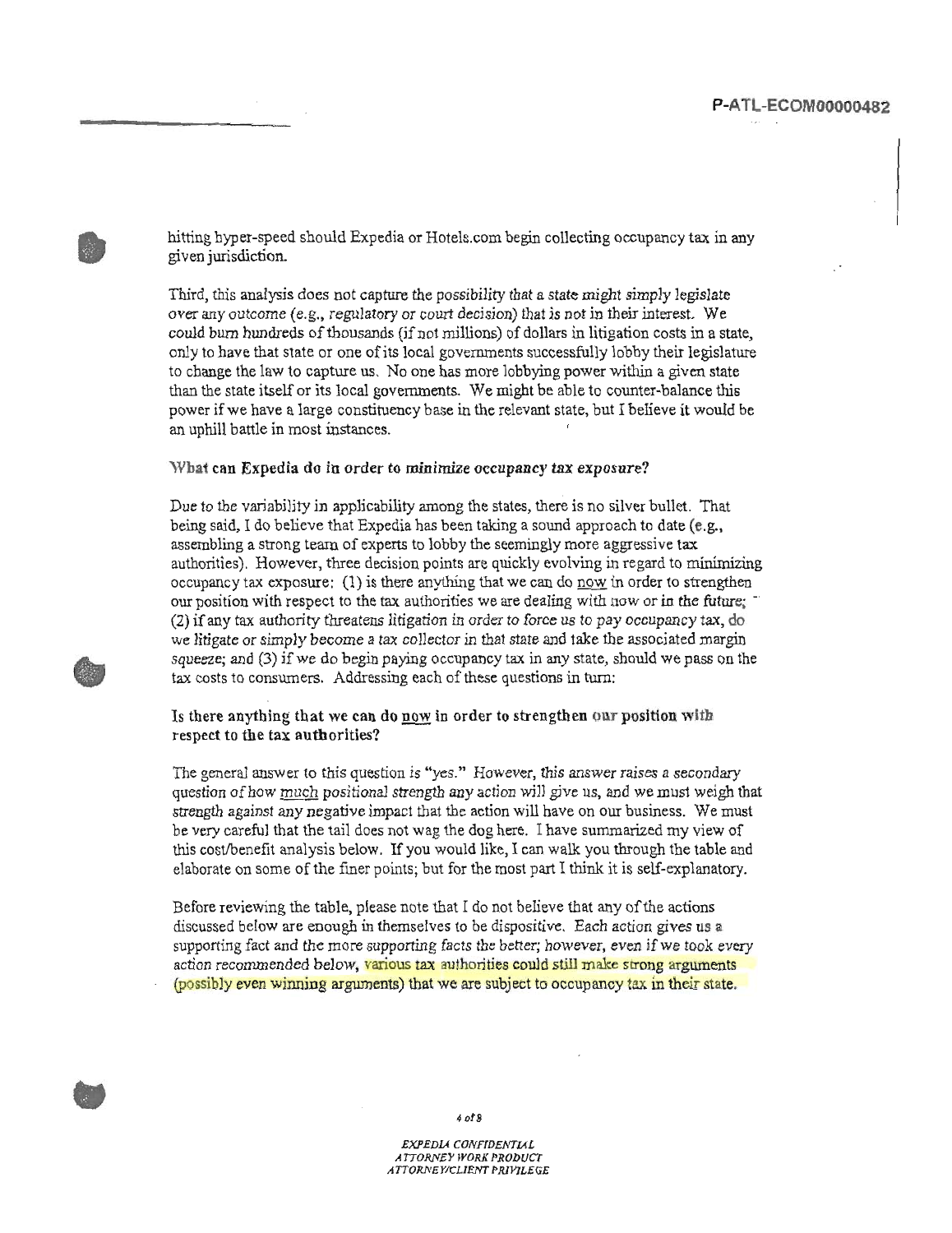hitting hyper-speed should Expedia or Hotels.com begin collecting occupancy tax in any given jurisdiction.

Third, this analysis does not capture the possibility that a state might simply legislate over any outcome (e.g., regulatory or court decision) that is not in their interest. We could burn hundreds of thousands (if not millions) of dollars in litigation costs in a state, only to have that state or one of its local governments successfully lobby their legislature to change the law to capture us. No one has more lobbying power within a given state than the state itself or its local governments. We might be able to counter-balance this power if we have a large constituency base in the relevant state, but I believe it would be an uphill battle in most instances.

**What can Expedia do in order to minimize occupancy tax exposure?**

Due to the variability in applicability among the states, there is no silver bullet. That being said, I do believe that Expedia has been taking a sound approach to date (e.g., assembling a strong team of experts to lobby the seemingly more aggressive tax authorities). However, three decision points are quickly evolving in regard to minimizing occupancy tax exposure: (1) is there anything that we can do now in order to strengthen our position with respect to the tax authorities we are dealing with now or in the future; (2) if any tax authority threatens litigation in order to force us to pay occupancy tax, do we litigate or simply become a tax collector in that state and take the associated margin squeeze; and (3) if we do begin paying occupancy tax in any state, should we pass on the tax costs to consumers. Addressing each of these questions in turn:

**Is there anything that we can do now in order to strengthen our position with respect to the tax authorities?**

The general answer to this question is "yes." However, this answer raises a secondary question of how much positional strength any action will give us, and we must weigh that strength against any negative impact that the action will have on our business. We must be very careful that the tail does not wag the dog here. I have summarized my view of this cost/benefit analysis below. If you would like, I can walk you through the table and elaborate on some of the finer points; but for the most part I think it is self-explanatory.

Before reviewing the table, please note that I do not believe that any of the actions discussed below are enough in themselves to be dispositive. Each action gives us a supporting fact and the more supporting facts the better; however, even if we took every action recommended below, various tax authorities could still make strong arguments (possibly even winning arguments) that we are subject to occupancy tax in their state.

*EXPEDIA CONFIDENTIAL*
*ATTORNEY WORK PRODUCT*
*ATTORNEY/CLIENT PRIVILEGE*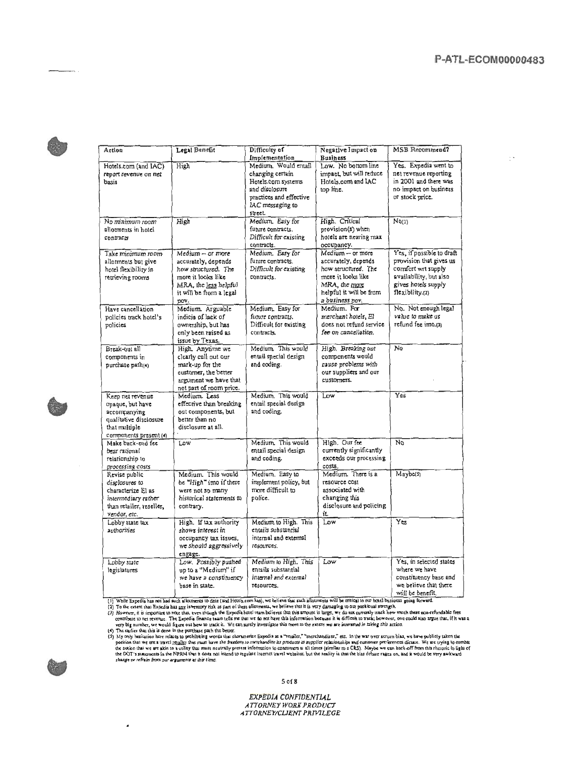| Action | Legal Benefit | Difficulty of Implementation | Negative Impact on Business | MSB Recommend? |
|---|---|---|---|---|
| Hotels.com (and IAC) report revenue on net basis | High | Medium. Would entail changing certain Hotels.com systems and disclosure practices and effective IAC messaging to street. | Low. No bottom line impact, but will reduce Hotels.com and IAC top line. | Yes. Expedia went to net revenue reporting in 2001 and there was no impact on business or stock price. |
| *No minimum room allotments in hotel contracts* | *High* | Medium. *Easy for future contracts. Difficult for existing contracts.* | High. Critical provision(s) when hotels are nearing max occupancy. | No(1) |
| Take *minimum room* allotments but give hotel flexibility in retrieving rooms | *Medium -- or more accurately, depends how structured. The more it looks like MRA, the less helpful it will be from a legal pov.* | Medium. *Easy for future contracts. Difficult for existing contracts.* | Medium -- or more accurately, depends how structured. The more it looks like MRA, the more helpful it will be from a business pov. | Yes, if possible to draft provision that gives us comfort wrt supply availability, but also gives hotels supply flexibility.(2) |
| Have cancellation policies track hotel's policies | Medium. Arguable indicia of lack of ownership, but has only been raised as issue by Texas. | Medium. *Easy for future contracts.* Difficult for existing contracts. | Medium. For *merchant hotels, EI does not refund service fee on cancellation.* | No. Not enough legal value to make us refund fee imo.(3) |
| Break-out all components in purchase path(4) | High. Anytime we clearly call out our mark-up for the customer, the better argument we have that not part of room price. | Medium. This would entail special design and coding. | High. *Breaking out components would cause problems with our suppliers and our customers.* | *No* |
| Keep net revenue opaque, but have accompanying qualitative disclosure that multiple components present (4) | Medium. Less effective than breaking out components, but better than no disclosure at all. | Medium. This would entail special design and coding. | Low | Yes |
| Make back-end fee bear rational relationship to processing costs | Low | Medium. This would entail special design and coding. | High. Our fee currently significantly exceeds our processing costs. | No |
| Revise public *disclosures* to characterize EI as *intermediary rather than retailer, reseller, vendor, etc.* | Medium. This would be "High" imo if there were not so many historical statements to contrary. | Medium. Easy to implement policy, but more difficult to police. | Medium. There is a resource cost associated with changing this disclosure and policing it. | Maybe(5) |
| Lobby state tax *authorities* | High. If tax authority *shows interest in occupancy tax issues, we should aggressively engage.* | Medium to High. This entails substantial *internal and external resources.* | Low | Yes |
| Lobby state legislatures | Low. *Possibly pushed up to a "Medium" if we have a constituency base in state.* | *Medium to High. This entails substantial internal and external* resources. | Low | Yes, in selected states where we have constituency base and we believe that there will be benefit. |

(1) While Expedia has not had such allotments to date (and Hotels.com has), we believe that such allotments will be critical to our hotel business going forward.
(2) To the extent that Expedia has any inventory risk as part of these allotments, we believe that it is very damaging to our positional strength.
(3) *However, it is important to note that, even though the Expedia hotel team believes that this amount is large, we do not currently track how much these non-refundable fees* contribute to net revenue. The Expedia finance team tells me that we do not have this information because it is difficult to track; however, one could also argue that, if it was a very big number, we would figure out how to track it. We can surely investigate this more to the extent *we are interested in taking this action.*
(4) The earlier that this is done in the purchase path the better.
(5) My only hesitation here relates to prohibiting words that characterize Expedia as a "retailer," "merchandiser," etc. In the war over screen bias, we have publicly taken the position that we are a travel retailer that must have the *freedom to merchandise its products as supplier relationships and customer preferences dictate.* We are trying to combat the notion that we are akin to a utility that must neutrally present information to consumers at all times (similar to a CRS). Maybe we can back-off from this rhetoric in light of the DOT's statements in the NPRM that it does not intend to regulate Internet travel websites, but the reality is that the bias debate rages on, and it would be very awkward change or *refrain from our arguments at this time.*

*EXPEDIA CONFIDENTIAL*
*ATTORNEY WORK PRODUCT*
*ATTORNEY/CLIENT PRIVILEGE*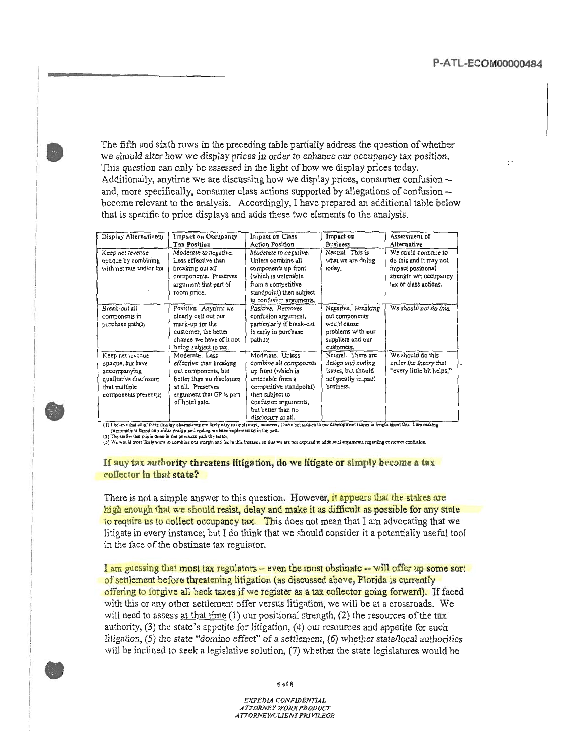The fifth and sixth rows in the preceding table partially address the question of whether we should alter how we display prices in order to enhance our occupancy tax position. This question can only be assessed in the light of how we display prices today. Additionally, anytime we are discussing how we display prices, consumer confusion -- and, more specifically, consumer class actions supported by allegations of confusion -- become relevant to the analysis. Accordingly, I have prepared an additional table below that is specific to price displays and adds these two elements to the analysis.

| Display Alternative(1) | Impact on Occupancy Tax Position | Impact on Class Action Position | Impact on Business | Assessment of Alternative |
|---|---|---|---|---|
| *Keep net revenue opaque by combining with net rate and/or tax* | *Moderate to negative.* Less effective than breaking out all components. Preserves argument that part of room price. | *Moderate to negative.* Unless combine all components up front (which is untenable from a competitive standpoint) then subject to confusion arguments. | *Neutral.* This is what we are doing today. | *We could continue to do this and it may not impact positional strength wrt occupancy tax or class actions.* |
| *Break-out all components in purchase path(2)* | *Positive.* Anytime we clearly call out our mark-up for the customer, the better chance we have of it not being subject to tax. | *Positive.* Removes confusion argument, particularly if break-out is early in purchase path.(3) | *Negative.* Breaking out components would cause problems with our suppliers and our customers. | *We should not do this.* |
| Keep net revenue opaque, but have accompanying qualitative disclosure that multiple components present(2) | Moderate. Less effective than breaking out components, but better than no disclosure at all. Preserves argument that GP is part of hotel sale. | Moderate. Unless combine all components up front (which is untenable from a competitive standpoint) then subject to confusion arguments, but better than no disclosure at all. | Neutral. There are design and coding issues, but should not greatly impact business. | We should do this under the theory that "every little bit helps." |

(1) I believe that all of these display alternatives are fairly easy to implement, however, I have not spoken to our development teams in length about this. I am making presumptions based on similar design and coding we have implemented in the past.
(2) The earlier that this is done in the purchase path the better.
(3) We would most likely want to combine our margin and fee in this instance so that we are not exposed to additional arguments regarding customer confusion.

**If any tax authority threatens litigation, do we litigate or simply become a tax collector in that state?**

There is not a simple answer to this question. However, it appears that the stakes are high enough that we should resist, delay and make it as difficult as possible for any state to require us to collect occupancy tax. This does not mean that I am advocating that we litigate in every instance; but I do think that we should consider it a potentially useful tool in the face of the obstinate tax regulator.

I am guessing that most tax regulators – even the most obstinate -- will offer up some sort of settlement before threatening litigation (as discussed above, Florida is currently offering to forgive all back taxes if we register as a tax collector going forward). If faced with this or any other settlement offer versus litigation, we will be at a crossroads. We will need to assess <u>at that time</u> (1) our positional strength, (2) the resources of the tax authority, (3) the state's appetite for litigation, (4) our resources and appetite for such litigation, (5) the state "domino effect" of a settlement, (6) whether state/local authorities will be inclined to seek a legislative solution, (7) whether the state legislatures would be

*EXPEDIA CONFIDENTIAL*
*ATTORNEY WORK PRODUCT*
*ATTORNEY/CLIENT PRIVILEGE*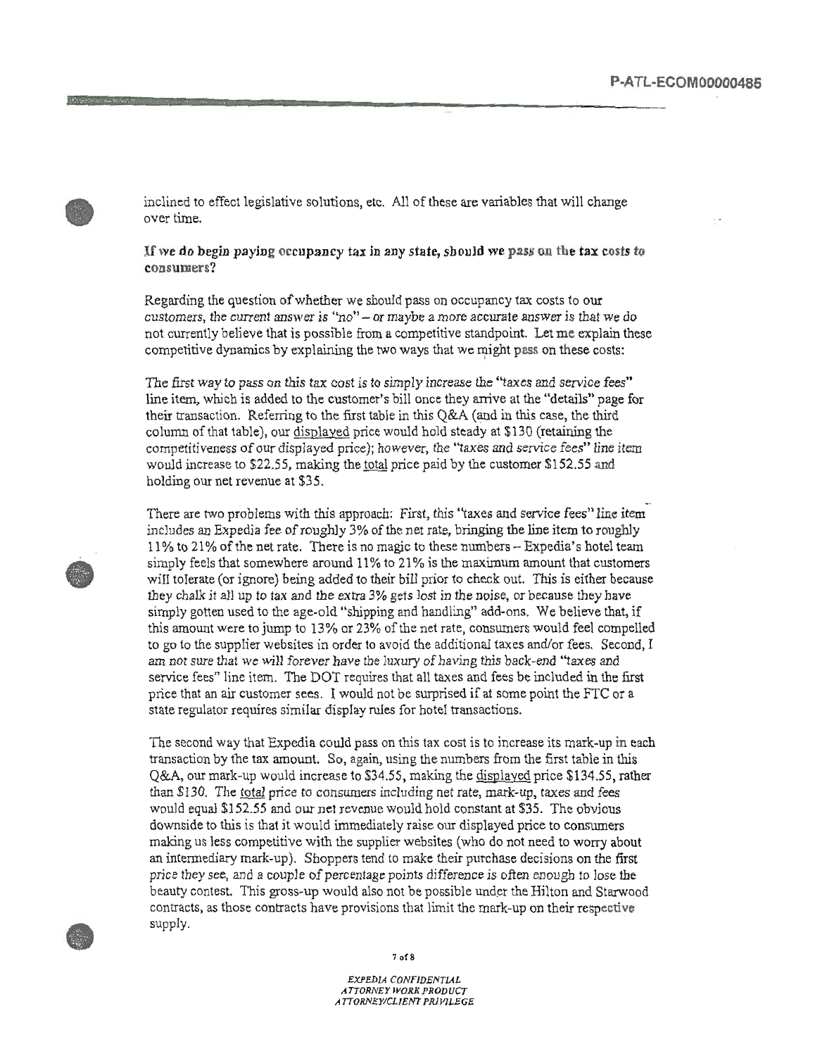inclined to effect legislative solutions, etc. All of these are variables that will change over time.

**If we do begin paying occupancy tax in any state, should we pass on the tax costs to consumers?**

Regarding the question of whether we should pass on occupancy tax costs to our customers, the current answer is "no" – or maybe a more accurate answer is that we do not currently believe that is possible from a competitive standpoint. Let me explain these competitive dynamics by explaining the two ways that we might pass on these costs:

The first way to pass on this tax cost is to simply increase the "taxes and service fees" line item, which is added to the customer's bill once they arrive at the "details" page for their transaction. Referring to the first table in this Q&A (and in this case, the third column of that table), our displayed price would hold steady at $130 (retaining the competitiveness of our displayed price); however, the "taxes and service fees" line item would increase to $22.55, making the total price paid by the customer $152.55 and holding our net revenue at $35.

There are two problems with this approach: First, this "taxes and service fees" line item includes an Expedia fee of roughly 3% of the net rate, bringing the line item to roughly 11% to 21% of the net rate. There is no magic to these numbers – Expedia's hotel team simply feels that somewhere around 11% to 21% is the maximum amount that customers will tolerate (or ignore) being added to their bill prior to check out. This is either because they chalk it all up to tax and the extra 3% gets lost in the noise, or because they have simply gotten used to the age-old "shipping and handling" add-ons. We believe that, if this amount were to jump to 13% or 23% of the net rate, consumers would feel compelled to go to the supplier websites in order to avoid the additional taxes and/or fees. Second, I am not sure that we will forever have the luxury of having this back-end "taxes and service fees" line item. The DOT requires that all taxes and fees be included in the first price that an air customer sees. I would not be surprised if at some point the FTC or a state regulator requires similar display rules for hotel transactions.

The second way that Expedia could pass on this tax cost is to increase its mark-up in each transaction by the tax amount. So, again, using the numbers from the first table in this Q&A, our mark-up would increase to $34.55, making the displayed price $134.55, rather than $130. The total price to consumers including net rate, mark-up, taxes and fees would equal $152.55 and our net revenue would hold constant at $35. The obvious downside to this is that it would immediately raise our displayed price to consumers making us less competitive with the supplier websites (who do not need to worry about an intermediary mark-up). Shoppers tend to make their purchase decisions on the first price they see, and a couple of percentage points difference is often enough to lose the beauty contest. This gross-up would also not be possible under the Hilton and Starwood contracts, as those contracts have provisions that limit the mark-up on their respective supply.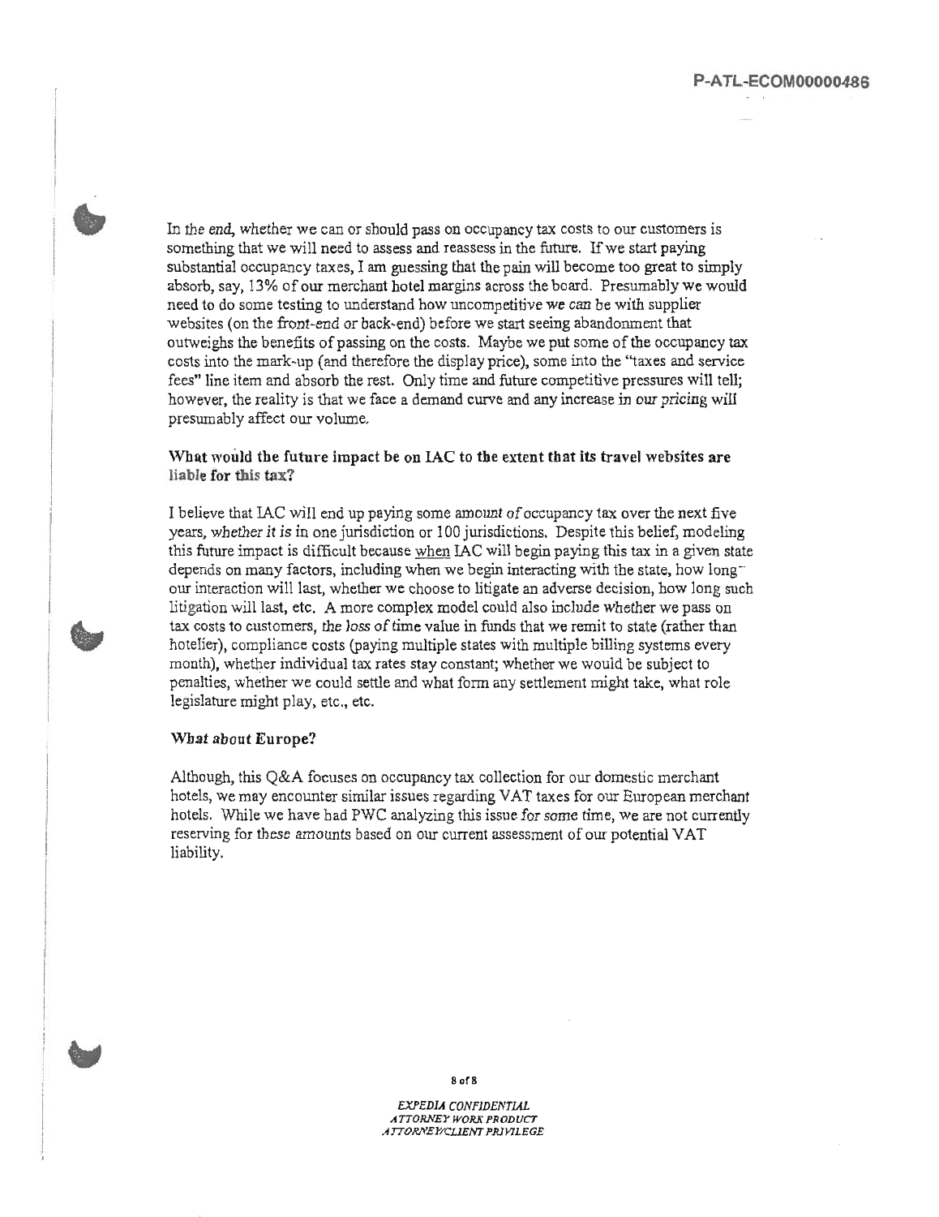In the end, whether we can or should pass on occupancy tax costs to our customers is something that we will need to assess and reassess in the future. If we start paying substantial occupancy taxes, I am guessing that the pain will become too great to simply absorb, say, 13% of our merchant hotel margins across the board. Presumably we would need to do some testing to understand how uncompetitive we can be with supplier websites (on the front-end or back-end) before we start seeing abandonment that outweighs the benefits of passing on the costs. Maybe we put some of the occupancy tax costs into the mark-up (and therefore the display price), some into the "taxes and service fees" line item and absorb the rest. Only time and future competitive pressures will tell; however, the reality is that we face a demand curve and any increase in our pricing will presumably affect our volume.

**What would the future impact be on IAC to the extent that its travel websites are liable for this tax?**

I believe that IAC will end up paying some amount of occupancy tax over the next five years, whether it is in one jurisdiction or 100 jurisdictions. Despite this belief, modeling this future impact is difficult because when IAC will begin paying this tax in a given state depends on many factors, including when we begin interacting with the state, how long our interaction will last, whether we choose to litigate an adverse decision, how long such litigation will last, etc. A more complex model could also include whether we pass on tax costs to customers, the loss of time value in funds that we remit to state (rather than hotelier), compliance costs (paying multiple states with multiple billing systems every month), whether individual tax rates stay constant; whether we would be subject to penalties, whether we could settle and what form any settlement might take, what role legislature might play, etc., etc.

**What about Europe?**

Although, this Q&A focuses on occupancy tax collection for our domestic merchant hotels, we may encounter similar issues regarding VAT taxes for our European merchant hotels. While we have had PWC analyzing this issue for some time, we are not currently reserving for these amounts based on our current assessment of our potential VAT liability.

*EXPEDIA CONFIDENTIAL*
*ATTORNEY WORK PRODUCT*
*ATTORNEY/CLIENT PRIVILEGE*